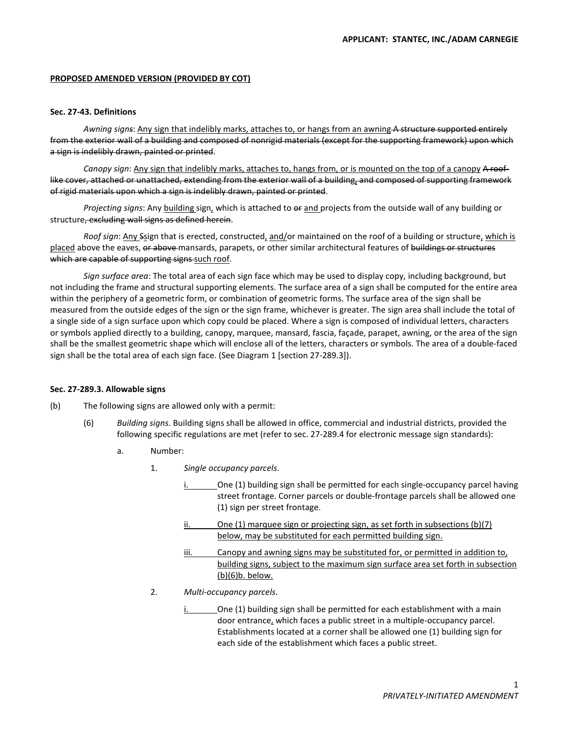**<u>PROPOSED AMENDED VERSION (PROVIDED BY COT)</u>**

**Sec. 27-43. Definitions**

*Awning signs*: <u>Any sign that indelibly marks, attaches to, or hangs from an awning</u> ~~A structure supported entirely from the exterior wall of a building and composed of nonrigid materials (except for the supporting framework) upon which a sign is indelibly drawn, painted or printed~~.

*Canopy sign*: <u>Any sign that indelibly marks, attaches to, hangs from, or is mounted on the top of a canopy</u> ~~A roof-like cover, attached or unattached, extending from the exterior wall of a building, and composed of supporting framework of rigid materials upon which a sign is indelibly drawn, painted or printed~~.

*Projecting signs*: Any <u>building</u> sign<u>,</u> which is attached to ~~or~~ <u>and</u> projects from the outside wall of any building or structure~~, excluding wall signs as defined herein~~.

*Roof sign*: <u>Any</u> ~~S~~sign that is erected, constructed<u>,</u> <u>and/</u>or maintained on the roof of a building or structure<u>, which is placed</u> above the eaves, ~~or above~~ mansards, parapets, or other similar architectural features of ~~buildings or structures which are capable of supporting signs~~ <u>such roof</u>.

*Sign surface area*: The total area of each sign face which may be used to display copy, including background, but not including the frame and structural supporting elements. The surface area of a sign shall be computed for the entire area within the periphery of a geometric form, or combination of geometric forms. The surface area of the sign shall be measured from the outside edges of the sign or the sign frame, whichever is greater. The sign area shall include the total of a single side of a sign surface upon which copy could be placed. Where a sign is composed of individual letters, characters or symbols applied directly to a building, canopy, marquee, mansard, fascia, façade, parapet, awning, or the area of the sign shall be the smallest geometric shape which will enclose all of the letters, characters or symbols. The area of a double-faced sign shall be the total area of each sign face. (See Diagram 1 [section 27-289.3]).

**Sec. 27-289.3. Allowable signs**

(b) The following signs are allowed only with a permit:

(6) *Building signs*. Building signs shall be allowed in office, commercial and industrial districts, provided the following specific regulations are met (refer to sec. 27-289.4 for electronic message sign standards):

a. Number:

1. *Single occupancy parcels*.

<u>i.</u> One (1) building sign shall be permitted for each single-occupancy parcel having street frontage. Corner parcels or double-frontage parcels shall be allowed one (1) sign per street frontage.

<u>ii. One (1) marquee sign or projecting sign, as set forth in subsections (b)(7) below, may be substituted for each permitted building sign.</u>

<u>iii. Canopy and awning signs may be substituted for, or permitted in addition to, building signs, subject to the maximum sign surface area set forth in subsection (b)(6)b. below.</u>

2. *Multi-occupancy parcels*.

<u>i.</u> One (1) building sign shall be permitted for each establishment with a main door entrance<u>,</u> which faces a public street in a multiple-occupancy parcel. Establishments located at a corner shall be allowed one (1) building sign for each side of the establishment which faces a public street.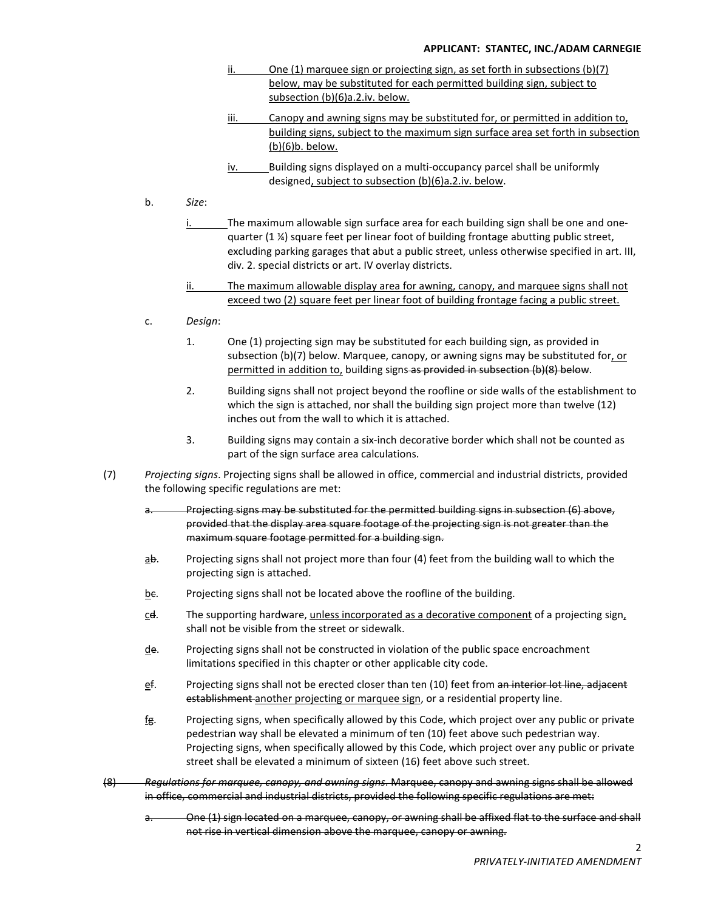<u>ii. One (1) marquee sign or projecting sign, as set forth in subsections (b)(7) below, may be substituted for each permitted building sign, subject to subsection (b)(6)a.2.iv. below.</u>

<u>iii. Canopy and awning signs may be substituted for, or permitted in addition to, building signs, subject to the maximum sign surface area set forth in subsection (b)(6)b. below.</u>

<u>iv.</u> Building signs displayed on a multi-occupancy parcel shall be uniformly designed<u>, subject to subsection (b)(6)a.2.iv. below</u>.

b. *Size*:

<u>i.</u> The maximum allowable sign surface area for each building sign shall be one and one-quarter (1 ¼) square feet per linear foot of building frontage abutting public street, excluding parking garages that abut a public street, unless otherwise specified in art. III, div. 2. special districts or art. IV overlay districts.

<u>ii. The maximum allowable display area for awning, canopy, and marquee signs shall not exceed two (2) square feet per linear foot of building frontage facing a public street.</u>

c. *Design*:

1. One (1) projecting sign may be substituted for each building sign, as provided in subsection (b)(7) below. Marquee, canopy, or awning signs may be substituted for<u>, or permitted in addition to,</u> building signs ~~as provided in subsection (b)(8) below~~.

2. Building signs shall not project beyond the roofline or side walls of the establishment to which the sign is attached, nor shall the building sign project more than twelve (12) inches out from the wall to which it is attached.

3. Building signs may contain a six-inch decorative border which shall not be counted as part of the sign surface area calculations.

(7) *Projecting signs*. Projecting signs shall be allowed in office, commercial and industrial districts, provided the following specific regulations are met:

~~a. Projecting signs may be substituted for the permitted building signs in subsection (6) above, provided that the display area square footage of the projecting sign is not greater than the maximum square footage permitted for a building sign.~~

<u>a</u>~~b~~. Projecting signs shall not project more than four (4) feet from the building wall to which the projecting sign is attached.

<u>b</u>~~c~~. Projecting signs shall not be located above the roofline of the building.

<u>c</u>~~d~~. The supporting hardware, <u>unless incorporated as a decorative component</u> of a projecting sign<u>,</u> shall not be visible from the street or sidewalk.

<u>d</u>~~e~~. Projecting signs shall not be constructed in violation of the public space encroachment limitations specified in this chapter or other applicable city code.

<u>e</u>~~f~~. Projecting signs shall not be erected closer than ten (10) feet from ~~an interior lot line, adjacent establishment~~ <u>another projecting or marquee sign</u>, or a residential property line.

<u>f</u>~~g~~. Projecting signs, when specifically allowed by this Code, which project over any public or private pedestrian way shall be elevated a minimum of ten (10) feet above such pedestrian way. Projecting signs, when specifically allowed by this Code, which project over any public or private street shall be elevated a minimum of sixteen (16) feet above such street.

~~(8) *Regulations for marquee, canopy, and awning signs*. Marquee, canopy and awning signs shall be allowed in office, commercial and industrial districts, provided the following specific regulations are met:~~

~~a. One (1) sign located on a marquee, canopy, or awning shall be affixed flat to the surface and shall not rise in vertical dimension above the marquee, canopy or awning.~~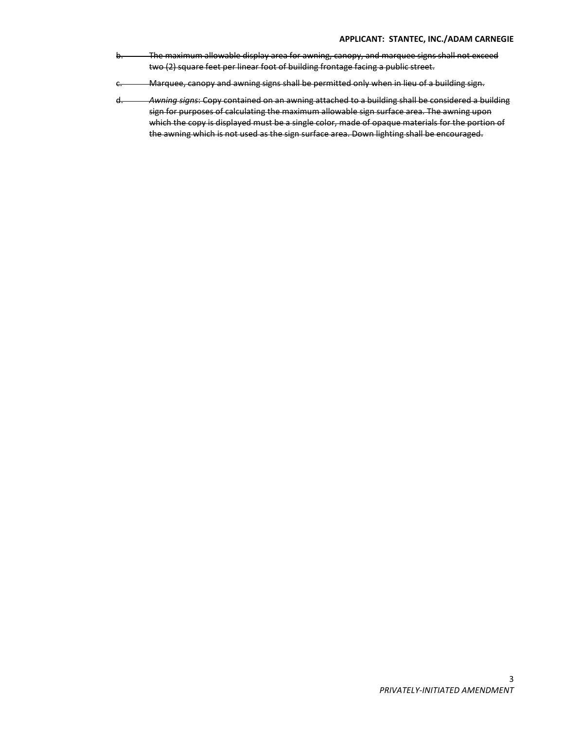~~b. The maximum allowable display area for awning, canopy, and marquee signs shall not exceed two (2) square feet per linear foot of building frontage facing a public street.~~

~~c. Marquee, canopy and awning signs shall be permitted only when in lieu of a building sign.~~

~~d. *Awning signs*: Copy contained on an awning attached to a building shall be considered a building sign for purposes of calculating the maximum allowable sign surface area. The awning upon which the copy is displayed must be a single color, made of opaque materials for the portion of the awning which is not used as the sign surface area. Down lighting shall be encouraged.~~